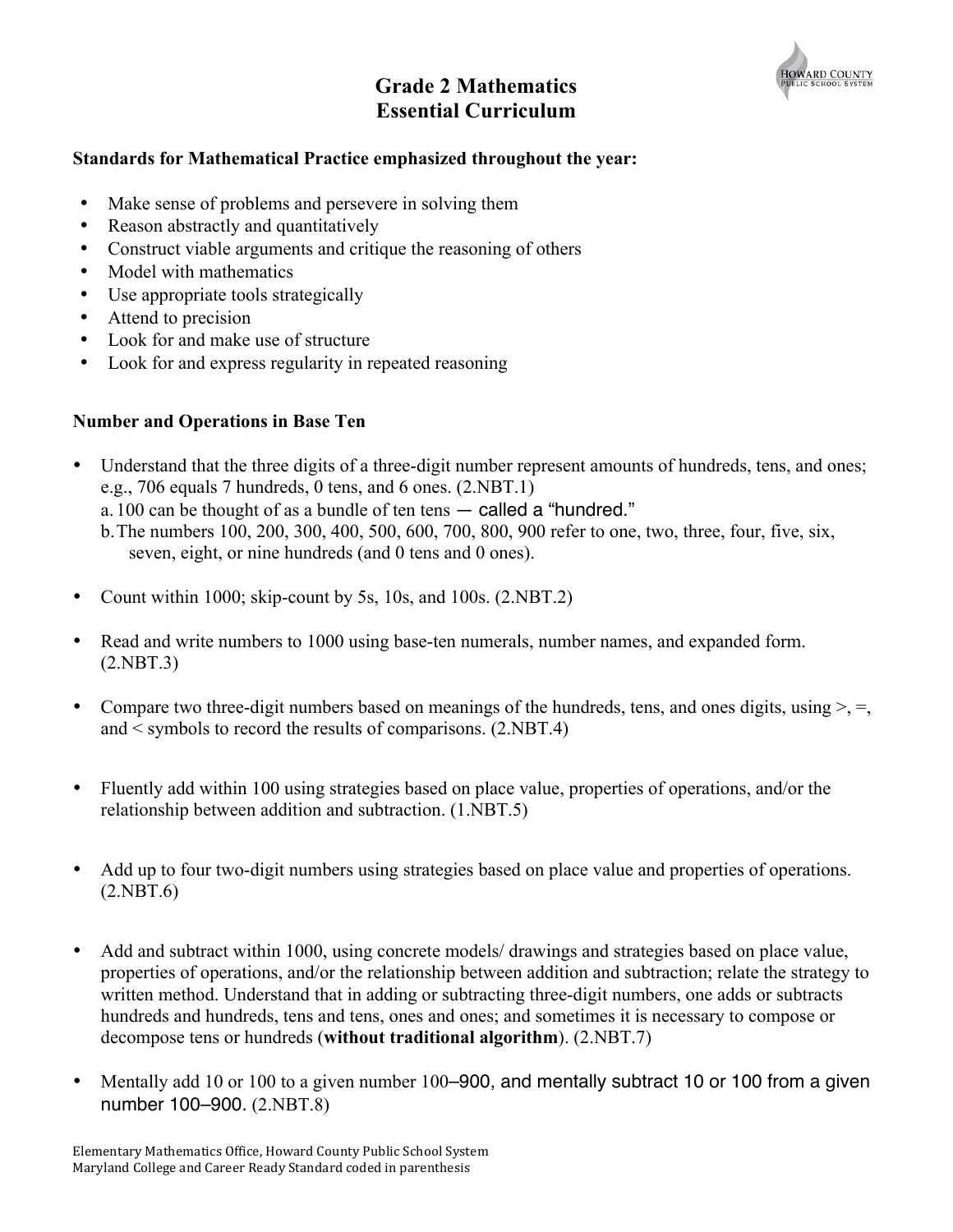# Grade 2 Mathematics
# Essential Curriculum

**Standards for Mathematical Practice emphasized throughout the year:**

- Make sense of problems and persevere in solving them
- Reason abstractly and quantitatively
- Construct viable arguments and critique the reasoning of others
- Model with mathematics
- Use appropriate tools strategically
- Attend to precision
- Look for and make use of structure
- Look for and express regularity in repeated reasoning

**Number and Operations in Base Ten**

- Understand that the three digits of a three-digit number represent amounts of hundreds, tens, and ones; e.g., 706 equals 7 hundreds, 0 tens, and 6 ones. (2.NBT.1)
  a. 100 can be thought of as a bundle of ten tens — called a "hundred."
  b. The numbers 100, 200, 300, 400, 500, 600, 700, 800, 900 refer to one, two, three, four, five, six, seven, eight, or nine hundreds (and 0 tens and 0 ones).

- Count within 1000; skip-count by 5s, 10s, and 100s. (2.NBT.2)

- Read and write numbers to 1000 using base-ten numerals, number names, and expanded form. (2.NBT.3)

- Compare two three-digit numbers based on meanings of the hundreds, tens, and ones digits, using >, =, and < symbols to record the results of comparisons. (2.NBT.4)

- Fluently add within 100 using strategies based on place value, properties of operations, and/or the relationship between addition and subtraction. (1.NBT.5)

- Add up to four two-digit numbers using strategies based on place value and properties of operations. (2.NBT.6)

- Add and subtract within 1000, using concrete models/ drawings and strategies based on place value, properties of operations, and/or the relationship between addition and subtraction; relate the strategy to written method. Understand that in adding or subtracting three-digit numbers, one adds or subtracts hundreds and hundreds, tens and tens, ones and ones; and sometimes it is necessary to compose or decompose tens or hundreds (**without traditional algorithm**). (2.NBT.7)

- Mentally add 10 or 100 to a given number 100–900, and mentally subtract 10 or 100 from a given number 100–900. (2.NBT.8)

Elementary Mathematics Office, Howard County Public School System
Maryland College and Career Ready Standard coded in parenthesis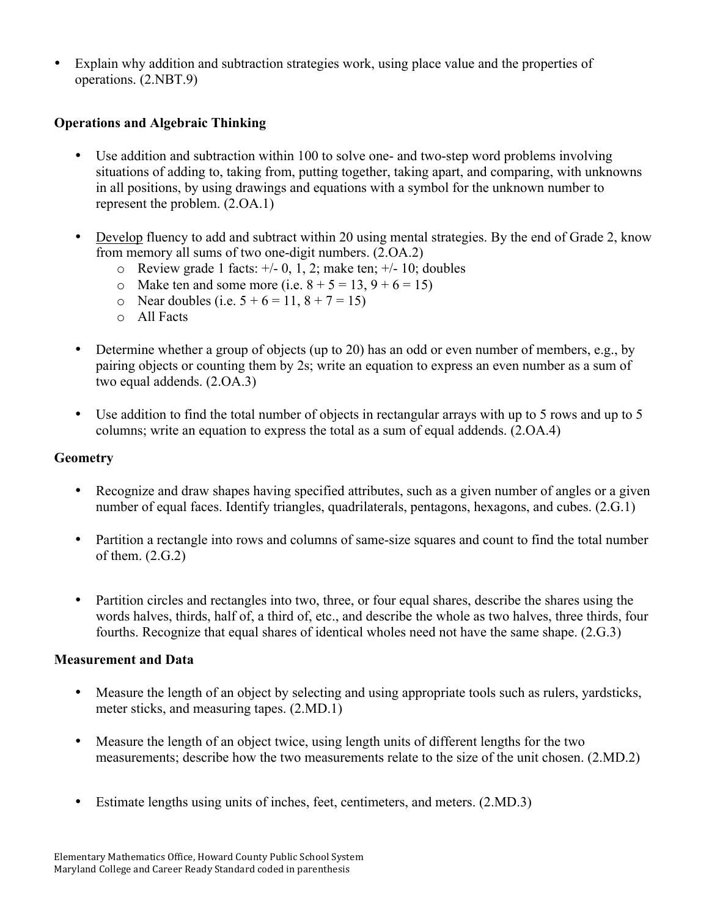- Explain why addition and subtraction strategies work, using place value and the properties of operations. (2.NBT.9)

**Operations and Algebraic Thinking**

- Use addition and subtraction within 100 to solve one- and two-step word problems involving situations of adding to, taking from, putting together, taking apart, and comparing, with unknowns in all positions, by using drawings and equations with a symbol for the unknown number to represent the problem. (2.OA.1)

- <u>Develop</u> fluency to add and subtract within 20 using mental strategies. By the end of Grade 2, know from memory all sums of two one-digit numbers. (2.OA.2)
  - Review grade 1 facts: +/- 0, 1, 2; make ten; +/- 10; doubles
  - Make ten and some more (i.e. $8 + 5 = 13$, $9 + 6 = 15$)
  - Near doubles (i.e. $5 + 6 = 11$, $8 + 7 = 15$)
  - All Facts

- Determine whether a group of objects (up to 20) has an odd or even number of members, e.g., by pairing objects or counting them by 2s; write an equation to express an even number as a sum of two equal addends. (2.OA.3)

- Use addition to find the total number of objects in rectangular arrays with up to 5 rows and up to 5 columns; write an equation to express the total as a sum of equal addends. (2.OA.4)

**Geometry**

- Recognize and draw shapes having specified attributes, such as a given number of angles or a given number of equal faces. Identify triangles, quadrilaterals, pentagons, hexagons, and cubes. (2.G.1)

- Partition a rectangle into rows and columns of same-size squares and count to find the total number of them. (2.G.2)

- Partition circles and rectangles into two, three, or four equal shares, describe the shares using the words halves, thirds, half of, a third of, etc., and describe the whole as two halves, three thirds, four fourths. Recognize that equal shares of identical wholes need not have the same shape. (2.G.3)

**Measurement and Data**

- Measure the length of an object by selecting and using appropriate tools such as rulers, yardsticks, meter sticks, and measuring tapes. (2.MD.1)

- Measure the length of an object twice, using length units of different lengths for the two measurements; describe how the two measurements relate to the size of the unit chosen. (2.MD.2)

- Estimate lengths using units of inches, feet, centimeters, and meters. (2.MD.3)

Elementary Mathematics Office, Howard County Public School System
Maryland College and Career Ready Standard coded in parenthesis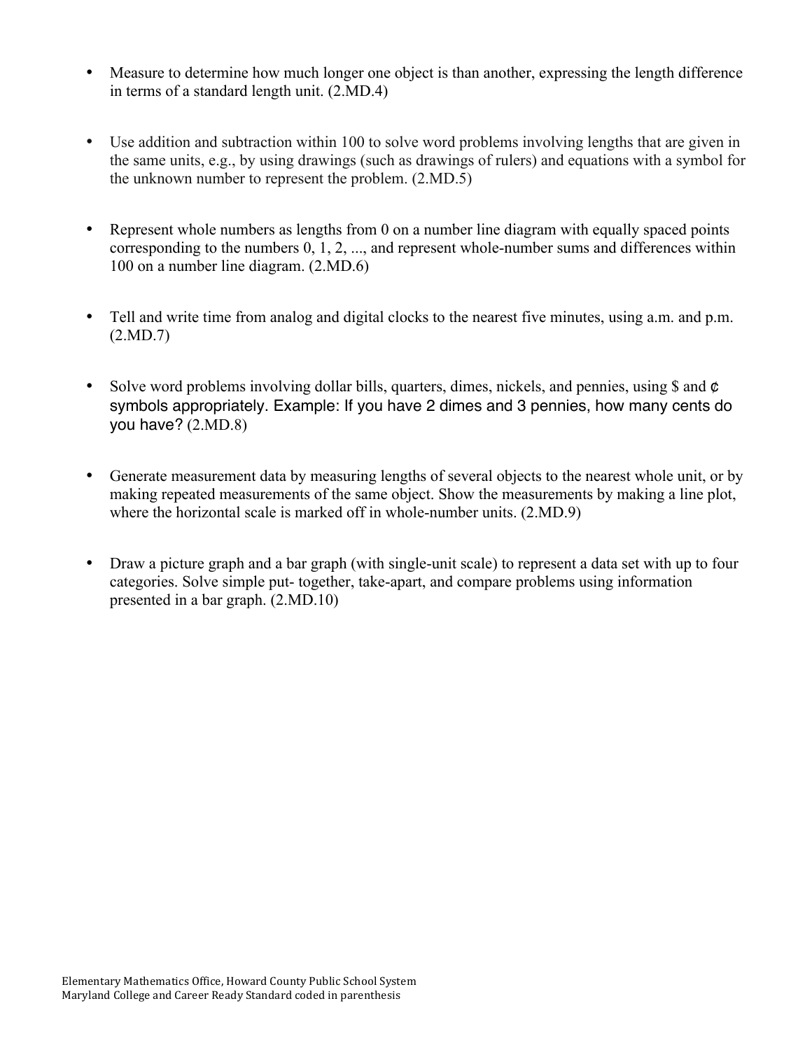- Measure to determine how much longer one object is than another, expressing the length difference in terms of a standard length unit. (2.MD.4)

- Use addition and subtraction within 100 to solve word problems involving lengths that are given in the same units, e.g., by using drawings (such as drawings of rulers) and equations with a symbol for the unknown number to represent the problem. (2.MD.5)

- Represent whole numbers as lengths from 0 on a number line diagram with equally spaced points corresponding to the numbers 0, 1, 2, ..., and represent whole-number sums and differences within 100 on a number line diagram. (2.MD.6)

- Tell and write time from analog and digital clocks to the nearest five minutes, using a.m. and p.m. (2.MD.7)

- Solve word problems involving dollar bills, quarters, dimes, nickels, and pennies, using $ and ¢ symbols appropriately. Example: If you have 2 dimes and 3 pennies, how many cents do you have? (2.MD.8)

- Generate measurement data by measuring lengths of several objects to the nearest whole unit, or by making repeated measurements of the same object. Show the measurements by making a line plot, where the horizontal scale is marked off in whole-number units. (2.MD.9)

- Draw a picture graph and a bar graph (with single-unit scale) to represent a data set with up to four categories. Solve simple put- together, take-apart, and compare problems using information presented in a bar graph. (2.MD.10)